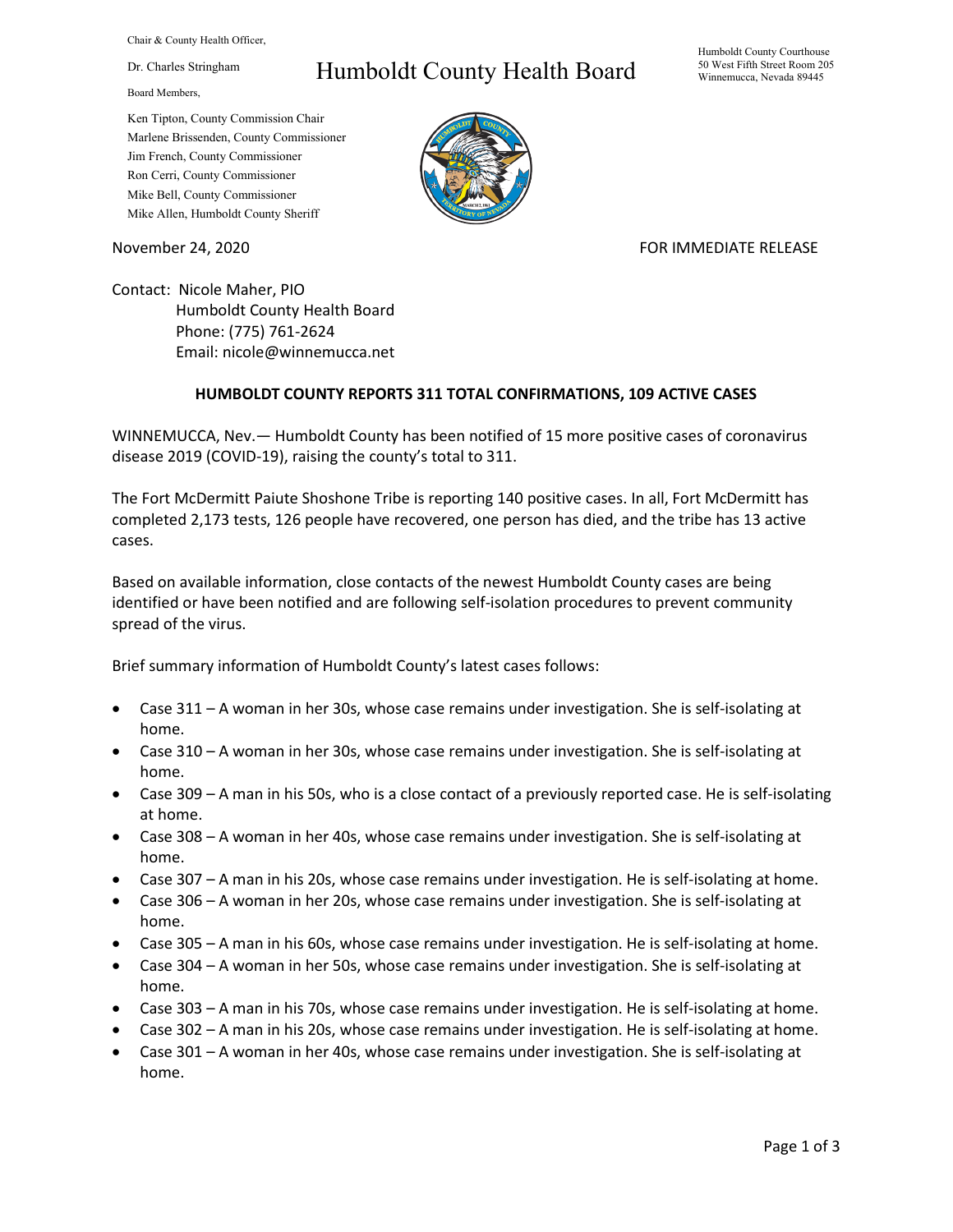Chair & County Health Officer,

Dr. Charles Stringham

Board Members,

Ken Tipton, County Commission Chair
Marlene Brissenden, County Commissioner
Jim French, County Commissioner
Ron Cerri, County Commissioner
Mike Bell, County Commissioner
Mike Allen, Humboldt County Sheriff

# Humboldt County Health Board

Humboldt County Courthouse
50 West Fifth Street Room 205
Winnemucca, Nevada 89445

November 24, 2020

FOR IMMEDIATE RELEASE

Contact: Nicole Maher, PIO
Humboldt County Health Board
Phone: (775) 761-2624
Email: nicole@winnemucca.net

**HUMBOLDT COUNTY REPORTS 311 TOTAL CONFIRMATIONS, 109 ACTIVE CASES**

WINNEMUCCA, Nev.— Humboldt County has been notified of 15 more positive cases of coronavirus disease 2019 (COVID-19), raising the county's total to 311.

The Fort McDermitt Paiute Shoshone Tribe is reporting 140 positive cases. In all, Fort McDermitt has completed 2,173 tests, 126 people have recovered, one person has died, and the tribe has 13 active cases.

Based on available information, close contacts of the newest Humboldt County cases are being identified or have been notified and are following self-isolation procedures to prevent community spread of the virus.

Brief summary information of Humboldt County's latest cases follows:

- Case 311 – A woman in her 30s, whose case remains under investigation. She is self-isolating at home.
- Case 310 – A woman in her 30s, whose case remains under investigation. She is self-isolating at home.
- Case 309 – A man in his 50s, who is a close contact of a previously reported case. He is self-isolating at home.
- Case 308 – A woman in her 40s, whose case remains under investigation. She is self-isolating at home.
- Case 307 – A man in his 20s, whose case remains under investigation. He is self-isolating at home.
- Case 306 – A woman in her 20s, whose case remains under investigation. She is self-isolating at home.
- Case 305 – A man in his 60s, whose case remains under investigation. He is self-isolating at home.
- Case 304 – A woman in her 50s, whose case remains under investigation. She is self-isolating at home.
- Case 303 – A man in his 70s, whose case remains under investigation. He is self-isolating at home.
- Case 302 – A man in his 20s, whose case remains under investigation. He is self-isolating at home.
- Case 301 – A woman in her 40s, whose case remains under investigation. She is self-isolating at home.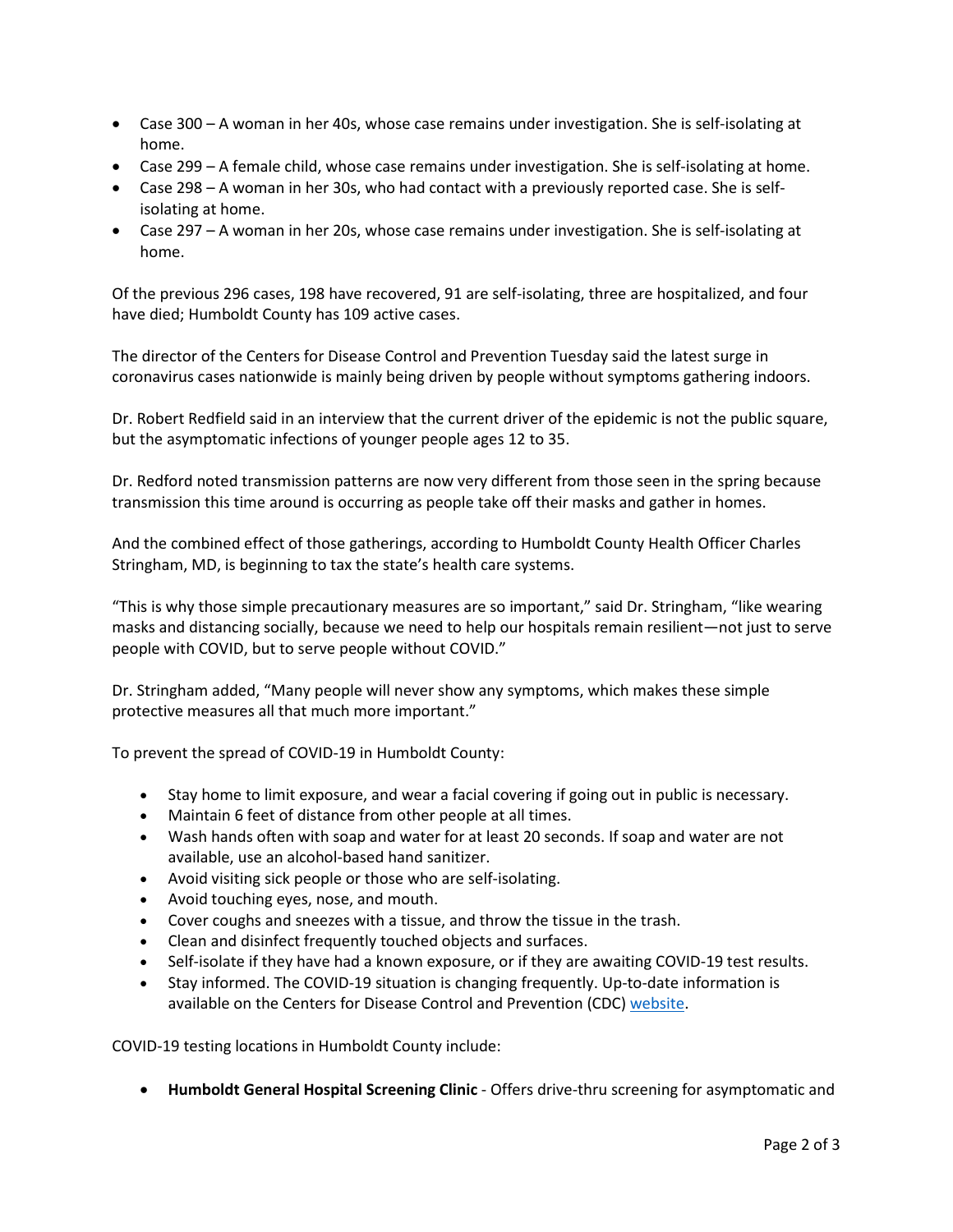- Case 300 – A woman in her 40s, whose case remains under investigation. She is self-isolating at home.
- Case 299 – A female child, whose case remains under investigation. She is self-isolating at home.
- Case 298 – A woman in her 30s, who had contact with a previously reported case. She is self-isolating at home.
- Case 297 – A woman in her 20s, whose case remains under investigation. She is self-isolating at home.

Of the previous 296 cases, 198 have recovered, 91 are self-isolating, three are hospitalized, and four have died; Humboldt County has 109 active cases.

The director of the Centers for Disease Control and Prevention Tuesday said the latest surge in coronavirus cases nationwide is mainly being driven by people without symptoms gathering indoors.

Dr. Robert Redfield said in an interview that the current driver of the epidemic is not the public square, but the asymptomatic infections of younger people ages 12 to 35.

Dr. Redford noted transmission patterns are now very different from those seen in the spring because transmission this time around is occurring as people take off their masks and gather in homes.

And the combined effect of those gatherings, according to Humboldt County Health Officer Charles Stringham, MD, is beginning to tax the state's health care systems.

"This is why those simple precautionary measures are so important," said Dr. Stringham, "like wearing masks and distancing socially, because we need to help our hospitals remain resilient—not just to serve people with COVID, but to serve people without COVID."

Dr. Stringham added, "Many people will never show any symptoms, which makes these simple protective measures all that much more important."

To prevent the spread of COVID-19 in Humboldt County:

- Stay home to limit exposure, and wear a facial covering if going out in public is necessary.
- Maintain 6 feet of distance from other people at all times.
- Wash hands often with soap and water for at least 20 seconds. If soap and water are not available, use an alcohol-based hand sanitizer.
- Avoid visiting sick people or those who are self-isolating.
- Avoid touching eyes, nose, and mouth.
- Cover coughs and sneezes with a tissue, and throw the tissue in the trash.
- Clean and disinfect frequently touched objects and surfaces.
- Self-isolate if they have had a known exposure, or if they are awaiting COVID-19 test results.
- Stay informed. The COVID-19 situation is changing frequently. Up-to-date information is available on the Centers for Disease Control and Prevention (CDC) website.

COVID-19 testing locations in Humboldt County include:

- **Humboldt General Hospital Screening Clinic** - Offers drive-thru screening for asymptomatic and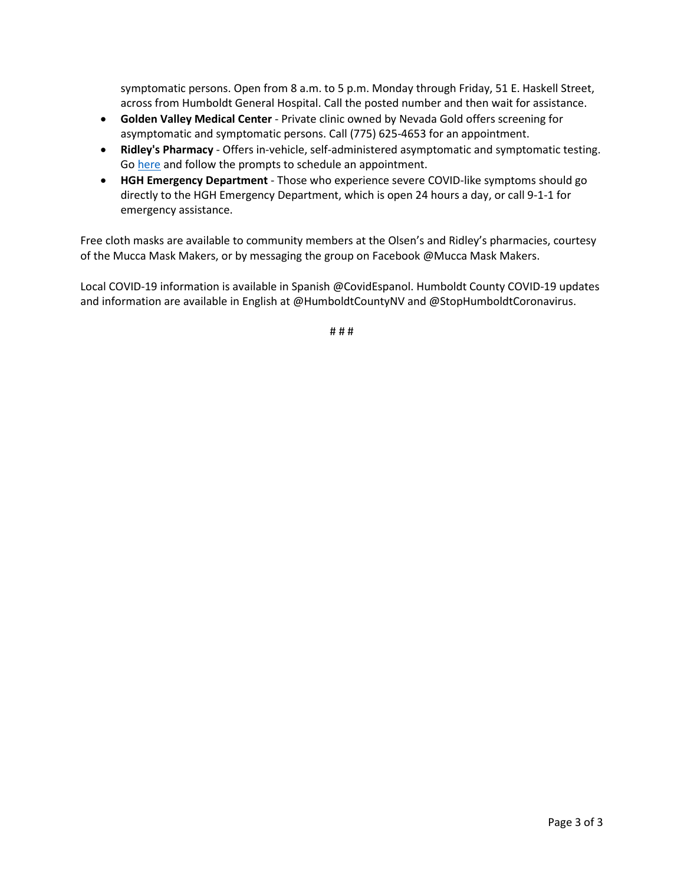symptomatic persons. Open from 8 a.m. to 5 p.m. Monday through Friday, 51 E. Haskell Street, across from Humboldt General Hospital. Call the posted number and then wait for assistance.

- **Golden Valley Medical Center** - Private clinic owned by Nevada Gold offers screening for asymptomatic and symptomatic persons. Call (775) 625-4653 for an appointment.
- **Ridley's Pharmacy** - Offers in-vehicle, self-administered asymptomatic and symptomatic testing. Go here and follow the prompts to schedule an appointment.
- **HGH Emergency Department** - Those who experience severe COVID-like symptoms should go directly to the HGH Emergency Department, which is open 24 hours a day, or call 9-1-1 for emergency assistance.

Free cloth masks are available to community members at the Olsen's and Ridley's pharmacies, courtesy of the Mucca Mask Makers, or by messaging the group on Facebook @Mucca Mask Makers.

Local COVID-19 information is available in Spanish @CovidEspanol. Humboldt County COVID-19 updates and information are available in English at @HumboldtCountyNV and @StopHumboldtCoronavirus.

# # #